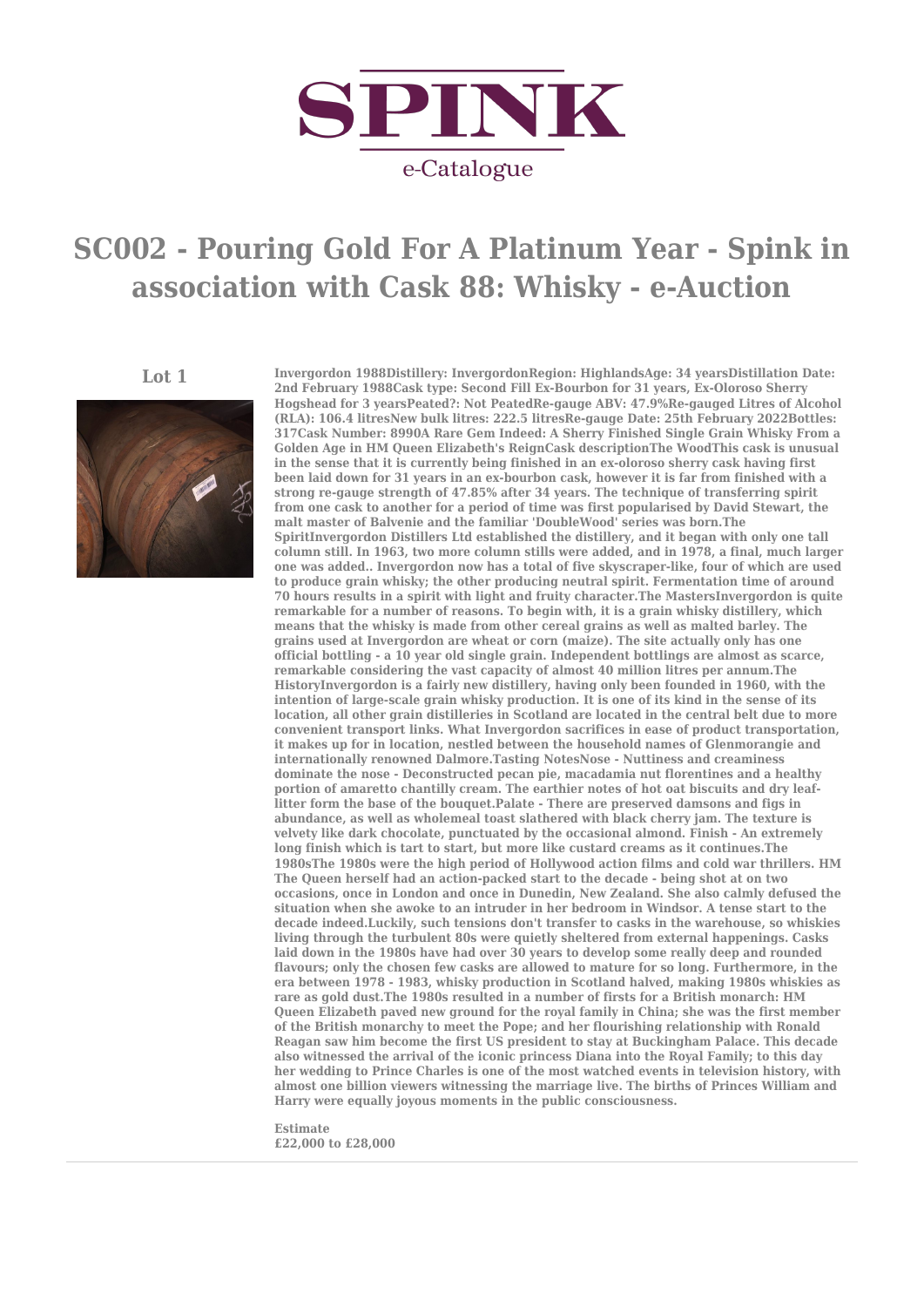SPINK

e-Catalogue

# SC002 - Pouring Gold For A Platinum Year - Spink in association with Cask 88: Whisky - e-Auction

## Lot 1

**Invergordon 1988Distillery: InvergordonRegion: HighlandsAge: 34 yearsDistillation Date: 2nd February 1988Cask type: Second Fill Ex-Bourbon for 31 years, Ex-Oloroso Sherry Hogshead for 3 yearsPeated?: Not PeatedRe-gauge ABV: 47.9%Re-gauged Litres of Alcohol (RLA): 106.4 litresNew bulk litres: 222.5 litresRe-gauge Date: 25th February 2022Bottles: 317Cask Number: 8990A Rare Gem Indeed: A Sherry Finished Single Grain Whisky From a Golden Age in HM Queen Elizabeth's ReignCask descriptionThe WoodThis cask is unusual in the sense that it is currently being finished in an ex-oloroso sherry cask having first been laid down for 31 years in an ex-bourbon cask, however it is far from finished with a strong re-gauge strength of 47.85% after 34 years. The technique of transferring spirit from one cask to another for a period of time was first popularised by David Stewart, the malt master of Balvenie and the familiar 'DoubleWood' series was born.The SpiritInvergordon Distillers Ltd established the distillery, and it began with only one tall column still. In 1963, two more column stills were added, and in 1978, a final, much larger one was added.. Invergordon now has a total of five skyscraper-like, four of which are used to produce grain whisky; the other producing neutral spirit. Fermentation time of around 70 hours results in a spirit with light and fruity character.The MastersInvergordon is quite remarkable for a number of reasons. To begin with, it is a grain whisky distillery, which means that the whisky is made from other cereal grains as well as malted barley. The grains used at Invergordon are wheat or corn (maize). The site actually only has one official bottling - a 10 year old single grain. Independent bottlings are almost as scarce, remarkable considering the vast capacity of almost 40 million litres per annum.The HistoryInvergordon is a fairly new distillery, having only been founded in 1960, with the intention of large-scale grain whisky production. It is one of its kind in the sense of its location, all other grain distilleries in Scotland are located in the central belt due to more convenient transport links. What Invergordon sacrifices in ease of product transportation, it makes up for in location, nestled between the household names of Glenmorangie and internationally renowned Dalmore.Tasting NotesNose - Nuttiness and creaminess dominate the nose - Deconstructed pecan pie, macadamia nut florentines and a healthy portion of amaretto chantilly cream. The earthier notes of hot oat biscuits and dry leaf-litter form the base of the bouquet.Palate - There are preserved damsons and figs in abundance, as well as wholemeal toast slathered with black cherry jam. The texture is velvety like dark chocolate, punctuated by the occasional almond. Finish - An extremely long finish which is tart to start, but more like custard creams as it continues.The 1980sThe 1980s were the high period of Hollywood action films and cold war thrillers. HM The Queen herself had an action-packed start to the decade - being shot at on two occasions, once in London and once in Dunedin, New Zealand. She also calmly defused the situation when she awoke to an intruder in her bedroom in Windsor. A tense start to the decade indeed.Luckily, such tensions don't transfer to casks in the warehouse, so whiskies living through the turbulent 80s were quietly sheltered from external happenings. Casks laid down in the 1980s have had over 30 years to develop some really deep and rounded flavours; only the chosen few casks are allowed to mature for so long. Furthermore, in the era between 1978 - 1983, whisky production in Scotland halved, making 1980s whiskies as rare as gold dust.The 1980s resulted in a number of firsts for a British monarch: HM Queen Elizabeth paved new ground for the royal family in China; she was the first member of the British monarchy to meet the Pope; and her flourishing relationship with Ronald Reagan saw him become the first US president to stay at Buckingham Palace. This decade also witnessed the arrival of the iconic princess Diana into the Royal Family; to this day her wedding to Prince Charles is one of the most watched events in television history, with almost one billion viewers witnessing the marriage live. The births of Princes William and Harry were equally joyous moments in the public consciousness.**

**Estimate**
**£22,000 to £28,000**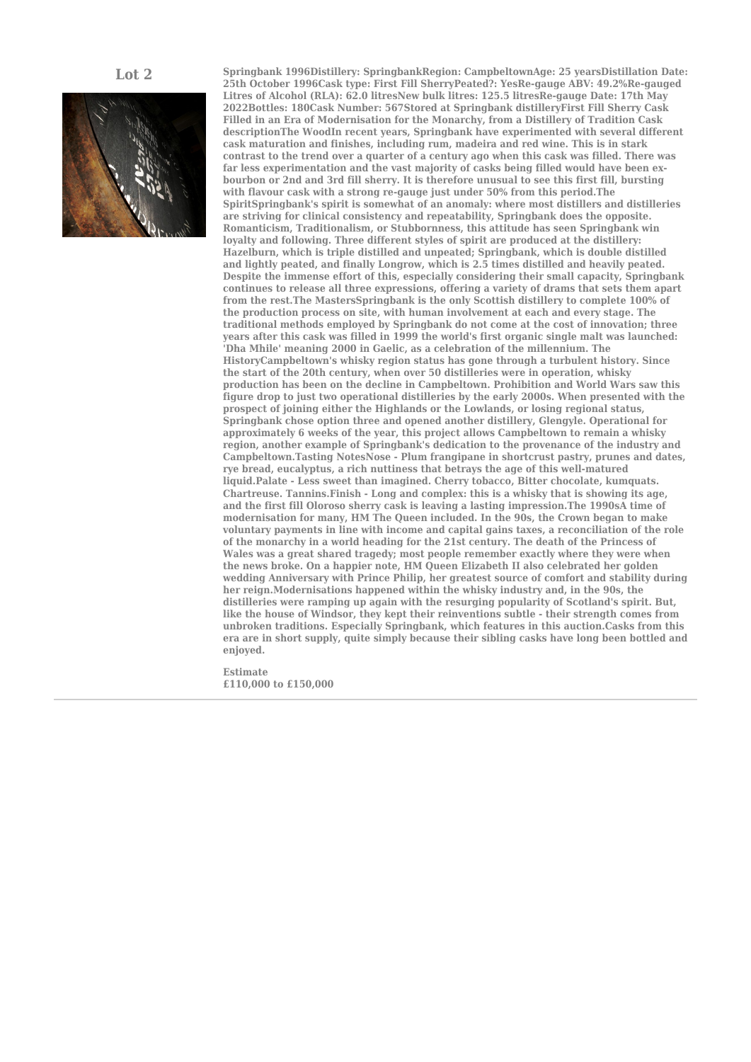## Lot 2

**Springbank 1996Distillery: SpringbankRegion: CampbeltownAge: 25 yearsDistillation Date: 25th October 1996Cask type: First Fill SherryPeated?: YesRe-gauge ABV: 49.2%Re-gauged Litres of Alcohol (RLA): 62.0 litresNew bulk litres: 125.5 litresRe-gauge Date: 17th May 2022Bottles: 180Cask Number: 567Stored at Springbank distilleryFirst Fill Sherry Cask Filled in an Era of Modernisation for the Monarchy, from a Distillery of Tradition Cask descriptionThe WoodIn recent years, Springbank have experimented with several different cask maturation and finishes, including rum, madeira and red wine. This is in stark contrast to the trend over a quarter of a century ago when this cask was filled. There was far less experimentation and the vast majority of casks being filled would have been ex-bourbon or 2nd and 3rd fill sherry. It is therefore unusual to see this first fill, bursting with flavour cask with a strong re-gauge just under 50% from this period.The SpiritSpringbank's spirit is somewhat of an anomaly: where most distillers and distilleries are striving for clinical consistency and repeatability, Springbank does the opposite. Romanticism, Traditionalism, or Stubbornness, this attitude has seen Springbank win loyalty and following. Three different styles of spirit are produced at the distillery: Hazelburn, which is triple distilled and unpeated; Springbank, which is double distilled and lightly peated, and finally Longrow, which is 2.5 times distilled and heavily peated. Despite the immense effort of this, especially considering their small capacity, Springbank continues to release all three expressions, offering a variety of drams that sets them apart from the rest.The MastersSpringbank is the only Scottish distillery to complete 100% of the production process on site, with human involvement at each and every stage. The traditional methods employed by Springbank do not come at the cost of innovation; three years after this cask was filled in 1999 the world's first organic single malt was launched: 'Dha Mhile' meaning 2000 in Gaelic, as a celebration of the millennium. The HistoryCampbeltown's whisky region status has gone through a turbulent history. Since the start of the 20th century, when over 50 distilleries were in operation, whisky production has been on the decline in Campbeltown. Prohibition and World Wars saw this figure drop to just two operational distilleries by the early 2000s. When presented with the prospect of joining either the Highlands or the Lowlands, or losing regional status, Springbank chose option three and opened another distillery, Glengyle. Operational for approximately 6 weeks of the year, this project allows Campbeltown to remain a whisky region, another example of Springbank's dedication to the provenance of the industry and Campbeltown.Tasting NotesNose - Plum frangipane in shortcrust pastry, prunes and dates, rye bread, eucalyptus, a rich nuttiness that betrays the age of this well-matured liquid.Palate - Less sweet than imagined. Cherry tobacco, Bitter chocolate, kumquats. Chartreuse. Tannins.Finish - Long and complex: this is a whisky that is showing its age, and the first fill Oloroso sherry cask is leaving a lasting impression.The 1990sA time of modernisation for many, HM The Queen included. In the 90s, the Crown began to make voluntary payments in line with income and capital gains taxes, a reconciliation of the role of the monarchy in a world heading for the 21st century. The death of the Princess of Wales was a great shared tragedy; most people remember exactly where they were when the news broke. On a happier note, HM Queen Elizabeth II also celebrated her golden wedding Anniversary with Prince Philip, her greatest source of comfort and stability during her reign.Modernisations happened within the whisky industry and, in the 90s, the distilleries were ramping up again with the resurging popularity of Scotland's spirit. But, like the house of Windsor, they kept their reinventions subtle - their strength comes from unbroken traditions. Especially Springbank, which features in this auction.Casks from this era are in short supply, quite simply because their sibling casks have long been bottled and enjoyed.**

**Estimate**
**£110,000 to £150,000**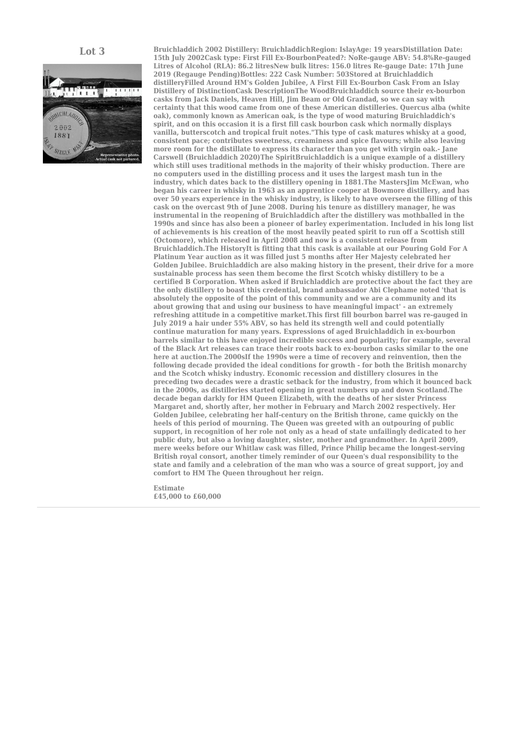## Lot 3

Representative photo. Actual cask not pictured.

**Bruichladdich 2002 Distillery: BruichladdichRegion: IslayAge: 19 yearsDistillation Date: 15th July 2002Cask type: First Fill Ex-BourbonPeated?: NoRe-gauge ABV: 54.8%Re-gauged Litres of Alcohol (RLA): 86.2 litresNew bulk litres: 156.0 litres Re-gauge Date: 17th June 2019 (Regauge Pending)Bottles: 222 Cask Number: 503Stored at Bruichladdich distilleryFilled Around HM's Golden Jubilee, A First Fill Ex-Bourbon Cask From an Islay Distillery of DistinctionCask DescriptionThe WoodBruichladdich source their ex-bourbon casks from Jack Daniels, Heaven Hill, Jim Beam or Old Grandad, so we can say with certainty that this wood came from one of these American distilleries. Quercus alba (white oak), commonly known as American oak, is the type of wood maturing Bruichladdich's spirit, and on this occasion it is a first fill cask bourbon cask which normally displays vanilla, butterscotch and tropical fruit notes."This type of cask matures whisky at a good, consistent pace; contributes sweetness, creaminess and spice flavours; while also leaving more room for the distillate to express its character than you get with virgin oak.- Jane Carswell (Bruichladdich 2020)The SpiritBruichladdich is a unique example of a distillery which still uses traditional methods in the majority of their whisky production. There are no computers used in the distilling process and it uses the largest mash tun in the industry, which dates back to the distillery opening in 1881.The MastersJim McEwan, who began his career in whisky in 1963 as an apprentice cooper at Bowmore distillery, and has over 50 years experience in the whisky industry, is likely to have overseen the filling of this cask on the overcast 9th of June 2008. During his tenure as distillery manager, he was instrumental in the reopening of Bruichladdich after the distillery was mothballed in the 1990s and since has also been a pioneer of barley experimentation. Included in his long list of achievements is his creation of the most heavily peated spirit to run off a Scottish still (Octomore), which released in April 2008 and now is a consistent release from Bruichladdich.The HistoryIt is fitting that this cask is available at our Pouring Gold For A Platinum Year auction as it was filled just 5 months after Her Majesty celebrated her Golden Jubilee. Bruichladdich are also making history in the present, their drive for a more sustainable process has seen them become the first Scotch whisky distillery to be a certified B Corporation. When asked if Bruichladdich are protective about the fact they are the only distillery to boast this credential, brand ambassador Abi Clephame noted 'that is absolutely the opposite of the point of this community and we are a community and its about growing that and using our business to have meaningful impact' - an extremely refreshing attitude in a competitive market.This first fill bourbon barrel was re-gauged in July 2019 a hair under 55% ABV, so has held its strength well and could potentially continue maturation for many years. Expressions of aged Bruichladdich in ex-bourbon barrels similar to this have enjoyed incredible success and popularity; for example, several of the Black Art releases can trace their roots back to ex-bourbon casks similar to the one here at auction.The 2000sIf the 1990s were a time of recovery and reinvention, then the following decade provided the ideal conditions for growth - for both the British monarchy and the Scotch whisky industry. Economic recession and distillery closures in the preceding two decades were a drastic setback for the industry, from which it bounced back in the 2000s, as distilleries started opening in great numbers up and down Scotland.The decade began darkly for HM Queen Elizabeth, with the deaths of her sister Princess Margaret and, shortly after, her mother in February and March 2002 respectively. Her Golden Jubilee, celebrating her half-century on the British throne, came quickly on the heels of this period of mourning. The Queen was greeted with an outpouring of public support, in recognition of her role not only as a head of state unfailingly dedicated to her public duty, but also a loving daughter, sister, mother and grandmother. In April 2009, mere weeks before our Whitlaw cask was filled, Prince Philip became the longest-serving British royal consort, another timely reminder of our Queen's dual responsibility to the state and family and a celebration of the man who was a source of great support, joy and comfort to HM The Queen throughout her reign.**

**Estimate**
**£45,000 to £60,000**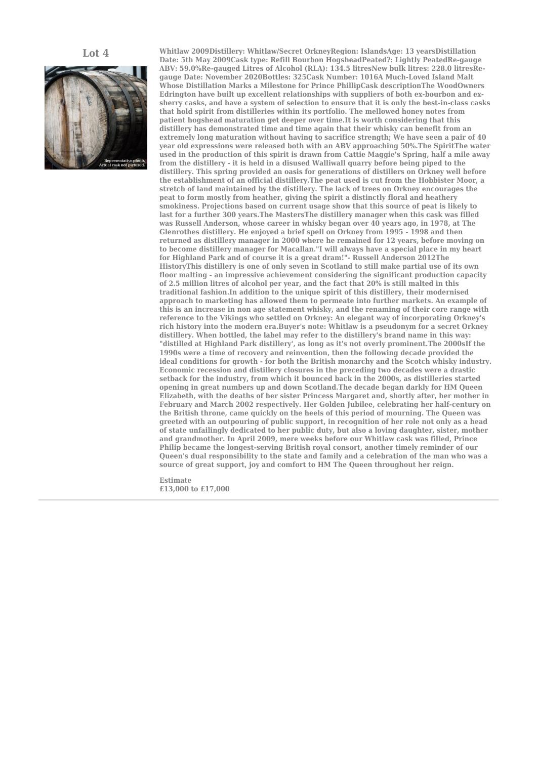## Lot 4

**Whitlaw 2009Distillery: Whitlaw/Secret OrkneyRegion: IslandsAge: 13 yearsDistillation Date: 5th May 2009Cask type: Refill Bourbon HogsheadPeated?: Lightly PeatedRe-gauge ABV: 59.0%Re-gauged Litres of Alcohol (RLA): 134.5 litresNew bulk litres: 228.0 litresRe-gauge Date: November 2020Bottles: 325Cask Number: 1016A Much-Loved Island Malt Whose Distillation Marks a Milestone for Prince PhillipCask descriptionThe WoodOwners Edrington have built up excellent relationships with suppliers of both ex-bourbon and ex-sherry casks, and have a system of selection to ensure that it is only the best-in-class casks that hold spirit from distilleries within its portfolio. The mellowed honey notes from patient hogshead maturation get deeper over time.It is worth considering that this distillery has demonstrated time and time again that their whisky can benefit from an extremely long maturation without having to sacrifice strength; We have seen a pair of 40 year old expressions were released both with an ABV approaching 50%.The SpiritThe water used in the production of this spirit is drawn from Cattie Maggie's Spring, half a mile away from the distillery - it is held in a disused Walliwall quarry before being piped to the distillery. This spring provided an oasis for generations of distillers on Orkney well before the establishment of an official distillery.The peat used is cut from the Hobbister Moor, a stretch of land maintained by the distillery. The lack of trees on Orkney encourages the peat to form mostly from heather, giving the spirit a distinctly floral and heathery smokiness. Projections based on current usage show that this source of peat is likely to last for a further 300 years.The MastersThe distillery manager when this cask was filled was Russell Anderson, whose career in whisky began over 40 years ago, in 1978, at The Glenrothes distillery. He enjoyed a brief spell on Orkney from 1995 - 1998 and then returned as distillery manager in 2000 where he remained for 12 years, before moving on to become distillery manager for Macallan."I will always have a special place in my heart for Highland Park and of course it is a great dram!"- Russell Anderson 2012The HistoryThis distillery is one of only seven in Scotland to still make partial use of its own floor malting - an impressive achievement considering the significant production capacity of 2.5 million litres of alcohol per year, and the fact that 20% is still malted in this traditional fashion.In addition to the unique spirit of this distillery, their modernised approach to marketing has allowed them to permeate into further markets. An example of this is an increase in non age statement whisky, and the renaming of their core range with reference to the Vikings who settled on Orkney: An elegant way of incorporating Orkney's rich history into the modern era.Buyer's note: Whitlaw is a pseudonym for a secret Orkney distillery. When bottled, the label may refer to the distillery's brand name in this way: "distilled at Highland Park distillery', as long as it's not overly prominent.The 2000sIf the 1990s were a time of recovery and reinvention, then the following decade provided the ideal conditions for growth - for both the British monarchy and the Scotch whisky industry. Economic recession and distillery closures in the preceding two decades were a drastic setback for the industry, from which it bounced back in the 2000s, as distilleries started opening in great numbers up and down Scotland.The decade began darkly for HM Queen Elizabeth, with the deaths of her sister Princess Margaret and, shortly after, her mother in February and March 2002 respectively. Her Golden Jubilee, celebrating her half-century on the British throne, came quickly on the heels of this period of mourning. The Queen was greeted with an outpouring of public support, in recognition of her role not only as a head of state unfailingly dedicated to her public duty, but also a loving daughter, sister, mother and grandmother. In April 2009, mere weeks before our Whitlaw cask was filled, Prince Philip became the longest-serving British royal consort, another timely reminder of our Queen's dual responsibility to the state and family and a celebration of the man who was a source of great support, joy and comfort to HM The Queen throughout her reign.**

**Estimate**
**£13,000 to £17,000**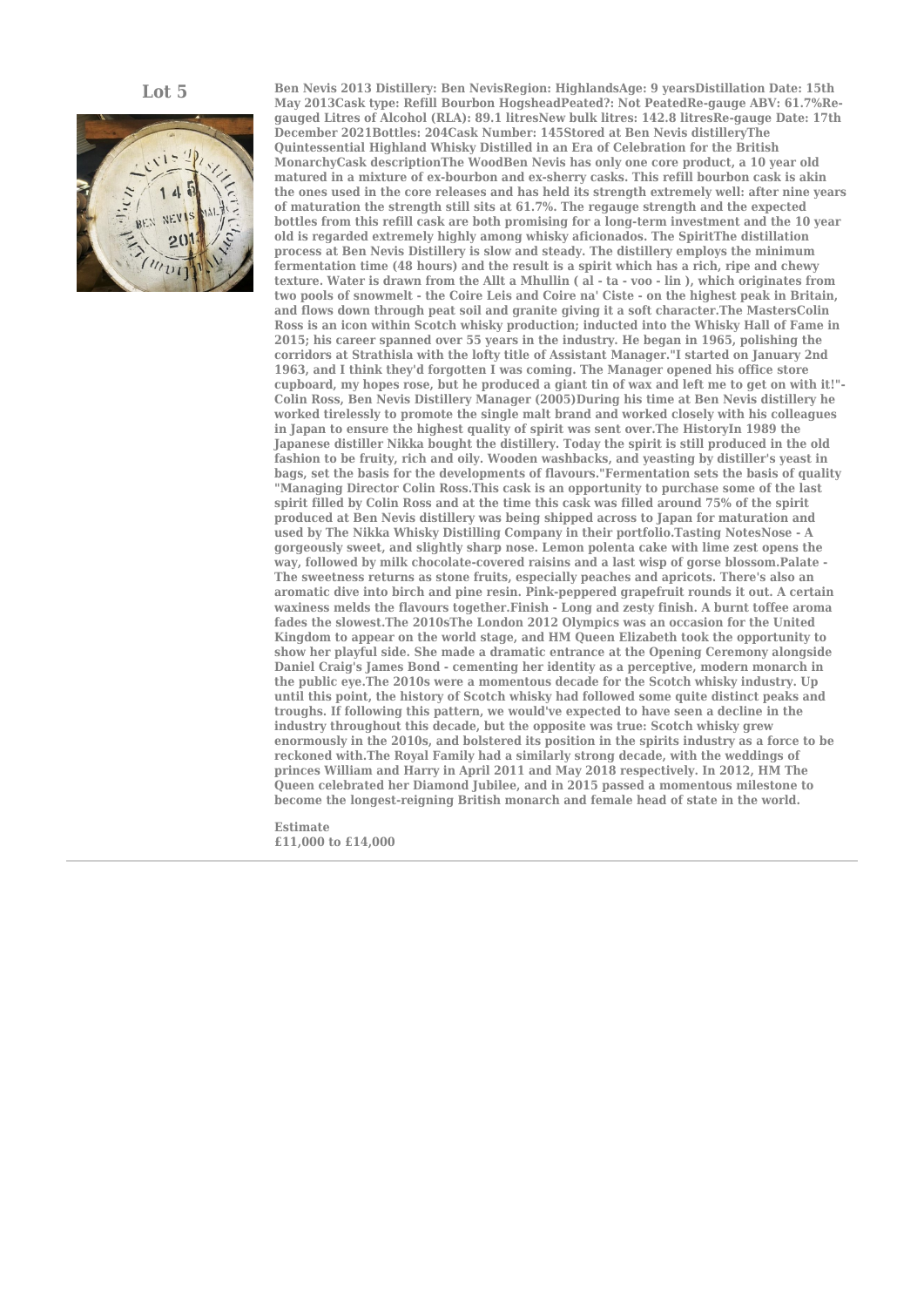## Lot 5

**Ben Nevis 2013 Distillery: Ben NevisRegion: HighlandsAge: 9 yearsDistillation Date: 15th May 2013Cask type: Refill Bourbon HogsheadPeated?: Not PeatedRe-gauge ABV: 61.7%Re-gauged Litres of Alcohol (RLA): 89.1 litresNew bulk litres: 142.8 litresRe-gauge Date: 17th December 2021Bottles: 204Cask Number: 145Stored at Ben Nevis distilleryThe Quintessential Highland Whisky Distilled in an Era of Celebration for the British MonarchyCask descriptionThe WoodBen Nevis has only one core product, a 10 year old matured in a mixture of ex-bourbon and ex-sherry casks. This refill bourbon cask is akin the ones used in the core releases and has held its strength extremely well: after nine years of maturation the strength still sits at 61.7%. The regauge strength and the expected bottles from this refill cask are both promising for a long-term investment and the 10 year old is regarded extremely highly among whisky aficionados. The SpiritThe distillation process at Ben Nevis Distillery is slow and steady. The distillery employs the minimum fermentation time (48 hours) and the result is a spirit which has a rich, ripe and chewy texture. Water is drawn from the Allt a Mhullin ( al - ta - voo - lin ), which originates from two pools of snowmelt - the Coire Leis and Coire na' Ciste - on the highest peak in Britain, and flows down through peat soil and granite giving it a soft character.The MastersColin Ross is an icon within Scotch whisky production; inducted into the Whisky Hall of Fame in 2015; his career spanned over 55 years in the industry. He began in 1965, polishing the corridors at Strathisla with the lofty title of Assistant Manager."I started on January 2nd 1963, and I think they'd forgotten I was coming. The Manager opened his office store cupboard, my hopes rose, but he produced a giant tin of wax and left me to get on with it!"- Colin Ross, Ben Nevis Distillery Manager (2005)During his time at Ben Nevis distillery he worked tirelessly to promote the single malt brand and worked closely with his colleagues in Japan to ensure the highest quality of spirit was sent over.The HistoryIn 1989 the Japanese distiller Nikka bought the distillery. Today the spirit is still produced in the old fashion to be fruity, rich and oily. Wooden washbacks, and yeasting by distiller's yeast in bags, set the basis for the developments of flavours."Fermentation sets the basis of quality "Managing Director Colin Ross.This cask is an opportunity to purchase some of the last spirit filled by Colin Ross and at the time this cask was filled around 75% of the spirit produced at Ben Nevis distillery was being shipped across to Japan for maturation and used by The Nikka Whisky Distilling Company in their portfolio.Tasting NotesNose - A gorgeously sweet, and slightly sharp nose. Lemon polenta cake with lime zest opens the way, followed by milk chocolate-covered raisins and a last wisp of gorse blossom.Palate - The sweetness returns as stone fruits, especially peaches and apricots. There's also an aromatic dive into birch and pine resin. Pink-peppered grapefruit rounds it out. A certain waxiness melds the flavours together.Finish - Long and zesty finish. A burnt toffee aroma fades the slowest.The 2010sThe London 2012 Olympics was an occasion for the United Kingdom to appear on the world stage, and HM Queen Elizabeth took the opportunity to show her playful side. She made a dramatic entrance at the Opening Ceremony alongside Daniel Craig's James Bond - cementing her identity as a perceptive, modern monarch in the public eye.The 2010s were a momentous decade for the Scotch whisky industry. Up until this point, the history of Scotch whisky had followed some quite distinct peaks and troughs. If following this pattern, we would've expected to have seen a decline in the industry throughout this decade, but the opposite was true: Scotch whisky grew enormously in the 2010s, and bolstered its position in the spirits industry as a force to be reckoned with.The Royal Family had a similarly strong decade, with the weddings of princes William and Harry in April 2011 and May 2018 respectively. In 2012, HM The Queen celebrated her Diamond Jubilee, and in 2015 passed a momentous milestone to become the longest-reigning British monarch and female head of state in the world.**

**Estimate**
**£11,000 to £14,000**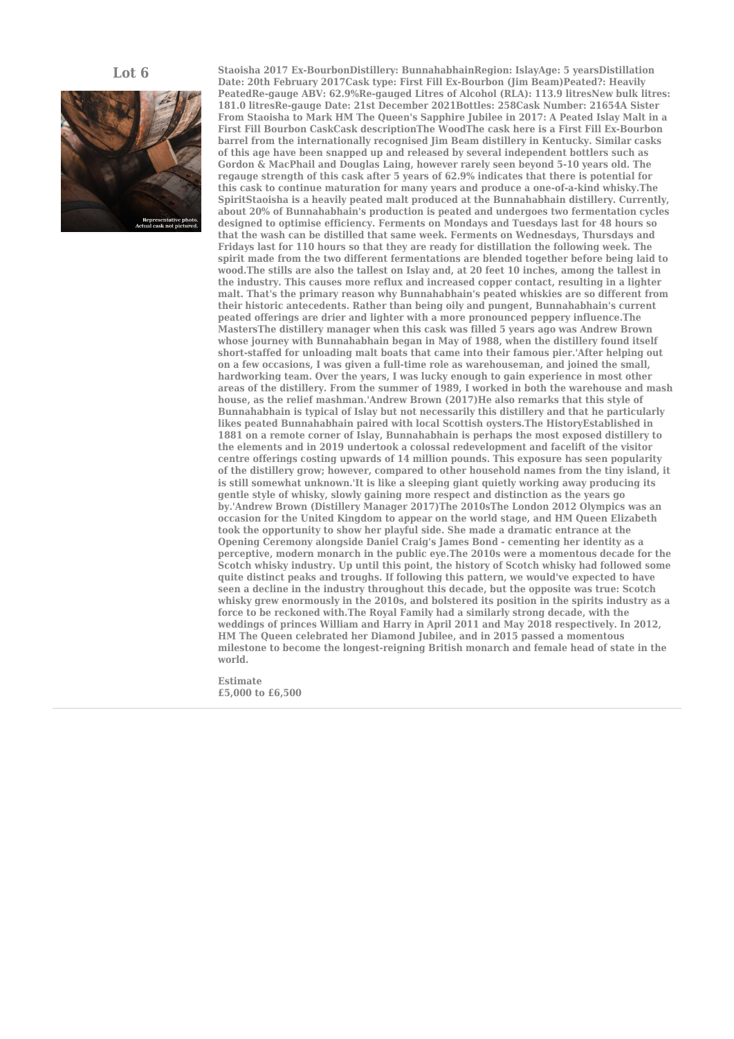## Lot 6

Representative photo. Actual cask not pictured.

**Staoisha 2017 Ex-BourbonDistillery: BunnahabhainRegion: IslayAge: 5 yearsDistillation Date: 20th February 2017Cask type: First Fill Ex-Bourbon (Jim Beam)Peated?: Heavily PeatedRe-gauge ABV: 62.9%Re-gauged Litres of Alcohol (RLA): 113.9 litresNew bulk litres: 181.0 litresRe-gauge Date: 21st December 2021Bottles: 258Cask Number: 21654A Sister From Staoisha to Mark HM The Queen's Sapphire Jubilee in 2017: A Peated Islay Malt in a First Fill Bourbon CaskCask descriptionThe WoodThe cask here is a First Fill Ex-Bourbon barrel from the internationally recognised Jim Beam distillery in Kentucky. Similar casks of this age have been snapped up and released by several independent bottlers such as Gordon & MacPhail and Douglas Laing, however rarely seen beyond 5-10 years old. The regauge strength of this cask after 5 years of 62.9% indicates that there is potential for this cask to continue maturation for many years and produce a one-of-a-kind whisky.The SpiritStaoisha is a heavily peated malt produced at the Bunnahabhain distillery. Currently, about 20% of Bunnahabhain's production is peated and undergoes two fermentation cycles designed to optimise efficiency. Ferments on Mondays and Tuesdays last for 48 hours so that the wash can be distilled that same week. Ferments on Wednesdays, Thursdays and Fridays last for 110 hours so that they are ready for distillation the following week. The spirit made from the two different fermentations are blended together before being laid to wood.The stills are also the tallest on Islay and, at 20 feet 10 inches, among the tallest in the industry. This causes more reflux and increased copper contact, resulting in a lighter malt. That's the primary reason why Bunnahabhain's peated whiskies are so different from their historic antecedents. Rather than being oily and pungent, Bunnahabhain's current peated offerings are drier and lighter with a more pronounced peppery influence.The MastersThe distillery manager when this cask was filled 5 years ago was Andrew Brown whose journey with Bunnahabhain began in May of 1988, when the distillery found itself short-staffed for unloading malt boats that came into their famous pier.'After helping out on a few occasions, I was given a full-time role as warehouseman, and joined the small, hardworking team. Over the years, I was lucky enough to gain experience in most other areas of the distillery. From the summer of 1989, I worked in both the warehouse and mash house, as the relief mashman.'Andrew Brown (2017)He also remarks that this style of Bunnahabhain is typical of Islay but not necessarily this distillery and that he particularly likes peated Bunnahabhain paired with local Scottish oysters.The HistoryEstablished in 1881 on a remote corner of Islay, Bunnahabhain is perhaps the most exposed distillery to the elements and in 2019 undertook a colossal redevelopment and facelift of the visitor centre offerings costing upwards of 14 million pounds. This exposure has seen popularity of the distillery grow; however, compared to other household names from the tiny island, it is still somewhat unknown.'It is like a sleeping giant quietly working away producing its gentle style of whisky, slowly gaining more respect and distinction as the years go by.'Andrew Brown (Distillery Manager 2017)The 2010sThe London 2012 Olympics was an occasion for the United Kingdom to appear on the world stage, and HM Queen Elizabeth took the opportunity to show her playful side. She made a dramatic entrance at the Opening Ceremony alongside Daniel Craig's James Bond - cementing her identity as a perceptive, modern monarch in the public eye.The 2010s were a momentous decade for the Scotch whisky industry. Up until this point, the history of Scotch whisky had followed some quite distinct peaks and troughs. If following this pattern, we would've expected to have seen a decline in the industry throughout this decade, but the opposite was true: Scotch whisky grew enormously in the 2010s, and bolstered its position in the spirits industry as a force to be reckoned with.The Royal Family had a similarly strong decade, with the weddings of princes William and Harry in April 2011 and May 2018 respectively. In 2012, HM The Queen celebrated her Diamond Jubilee, and in 2015 passed a momentous milestone to become the longest-reigning British monarch and female head of state in the world.**

**Estimate**
**£5,000 to £6,500**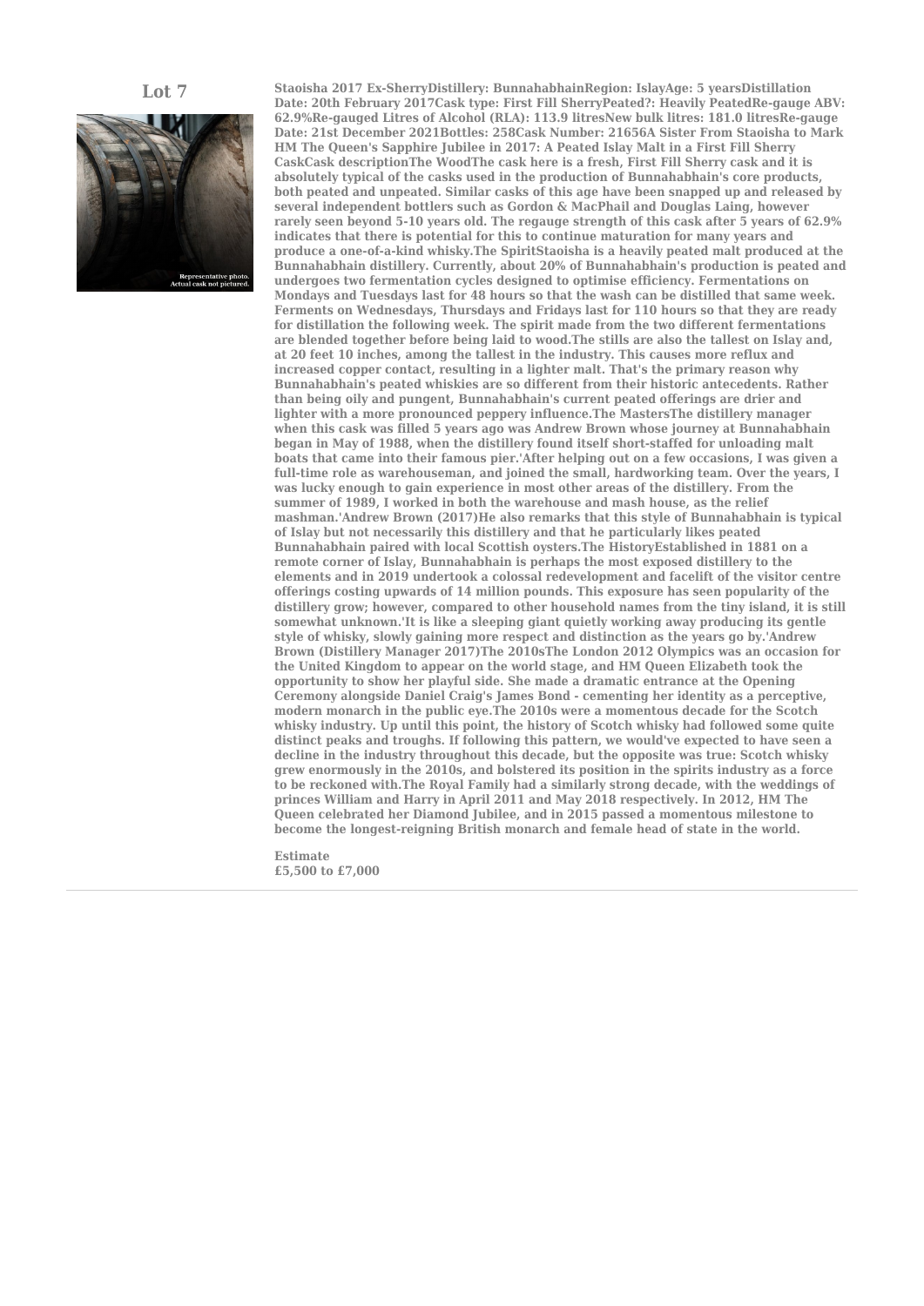## Lot 7

Representative photo. Actual cask not pictured.

**Staoisha 2017 Ex-SherryDistillery: BunnahabhainRegion: IslayAge: 5 yearsDistillation Date: 20th February 2017Cask type: First Fill SherryPeated?: Heavily PeatedRe-gauge ABV: 62.9%Re-gauged Litres of Alcohol (RLA): 113.9 litresNew bulk litres: 181.0 litresRe-gauge Date: 21st December 2021Bottles: 258Cask Number: 21656A Sister From Staoisha to Mark HM The Queen's Sapphire Jubilee in 2017: A Peated Islay Malt in a First Fill Sherry CaskCask descriptionThe WoodThe cask here is a fresh, First Fill Sherry cask and it is absolutely typical of the casks used in the production of Bunnahabhain's core products, both peated and unpeated. Similar casks of this age have been snapped up and released by several independent bottlers such as Gordon & MacPhail and Douglas Laing, however rarely seen beyond 5-10 years old. The regauge strength of this cask after 5 years of 62.9% indicates that there is potential for this to continue maturation for many years and produce a one-of-a-kind whisky.The SpiritStaoisha is a heavily peated malt produced at the Bunnahabhain distillery. Currently, about 20% of Bunnahabhain's production is peated and undergoes two fermentation cycles designed to optimise efficiency. Fermentations on Mondays and Tuesdays last for 48 hours so that the wash can be distilled that same week. Ferments on Wednesdays, Thursdays and Fridays last for 110 hours so that they are ready for distillation the following week. The spirit made from the two different fermentations are blended together before being laid to wood.The stills are also the tallest on Islay and, at 20 feet 10 inches, among the tallest in the industry. This causes more reflux and increased copper contact, resulting in a lighter malt. That's the primary reason why Bunnahabhain's peated whiskies are so different from their historic antecedents. Rather than being oily and pungent, Bunnahabhain's current peated offerings are drier and lighter with a more pronounced peppery influence.The MastersThe distillery manager when this cask was filled 5 years ago was Andrew Brown whose journey at Bunnahabhain began in May of 1988, when the distillery found itself short-staffed for unloading malt boats that came into their famous pier.'After helping out on a few occasions, I was given a full-time role as warehouseman, and joined the small, hardworking team. Over the years, I was lucky enough to gain experience in most other areas of the distillery. From the summer of 1989, I worked in both the warehouse and mash house, as the relief mashman.'Andrew Brown (2017)He also remarks that this style of Bunnahabhain is typical of Islay but not necessarily this distillery and that he particularly likes peated Bunnahabhain paired with local Scottish oysters.The HistoryEstablished in 1881 on a remote corner of Islay, Bunnahabhain is perhaps the most exposed distillery to the elements and in 2019 undertook a colossal redevelopment and facelift of the visitor centre offerings costing upwards of 14 million pounds. This exposure has seen popularity of the distillery grow; however, compared to other household names from the tiny island, it is still somewhat unknown.'It is like a sleeping giant quietly working away producing its gentle style of whisky, slowly gaining more respect and distinction as the years go by.'Andrew Brown (Distillery Manager 2017)The 2010sThe London 2012 Olympics was an occasion for the United Kingdom to appear on the world stage, and HM Queen Elizabeth took the opportunity to show her playful side. She made a dramatic entrance at the Opening Ceremony alongside Daniel Craig's James Bond - cementing her identity as a perceptive, modern monarch in the public eye.The 2010s were a momentous decade for the Scotch whisky industry. Up until this point, the history of Scotch whisky had followed some quite distinct peaks and troughs. If following this pattern, we would've expected to have seen a decline in the industry throughout this decade, but the opposite was true: Scotch whisky grew enormously in the 2010s, and bolstered its position in the spirits industry as a force to be reckoned with.The Royal Family had a similarly strong decade, with the weddings of princes William and Harry in April 2011 and May 2018 respectively. In 2012, HM The Queen celebrated her Diamond Jubilee, and in 2015 passed a momentous milestone to become the longest-reigning British monarch and female head of state in the world.**

**Estimate**
**£5,500 to £7,000**